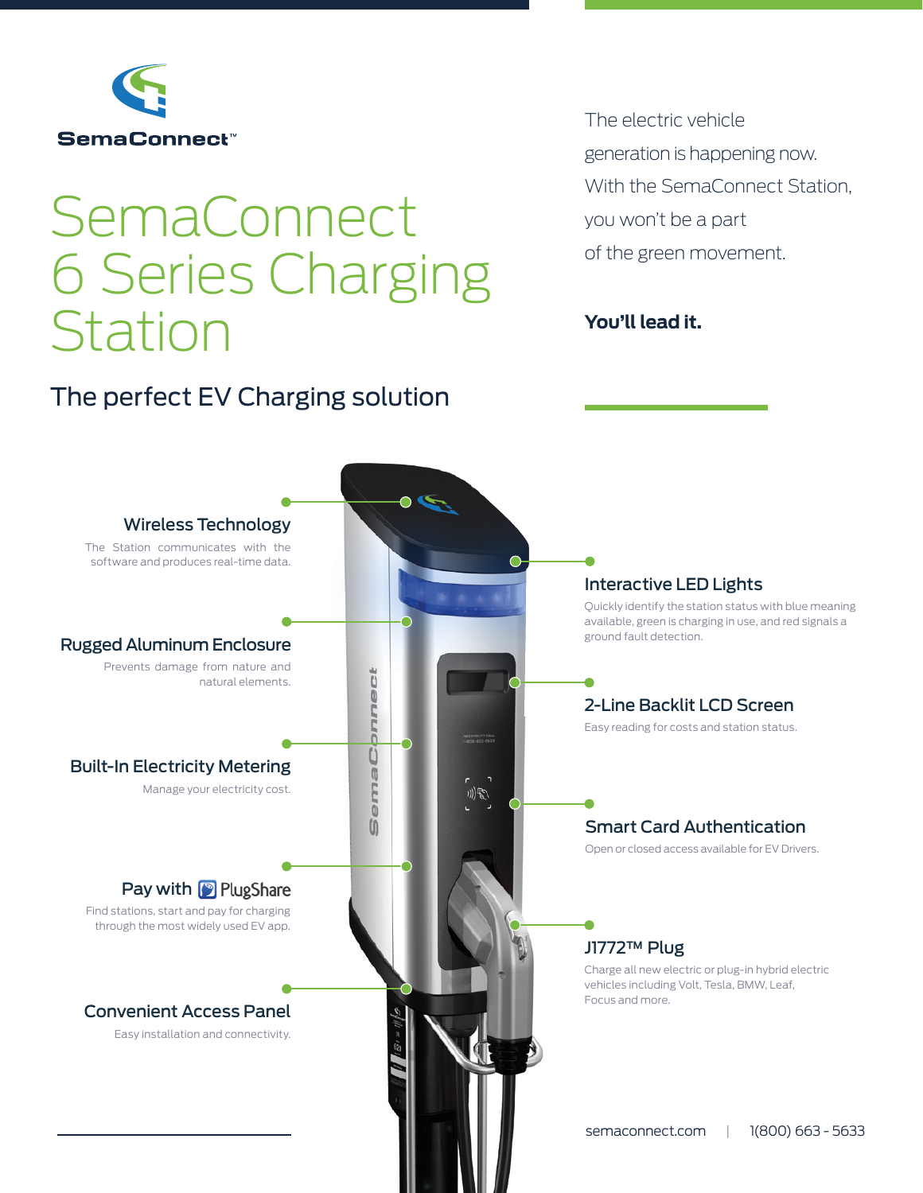**SemaConnect™**

# SemaConnect 6 Series Charging Station

## The perfect EV Charging solution

The electric vehicle generation is happening now. With the SemaConnect Station, you won't be a part of the green movement.

**You'll lead it.**

### Wireless Technology

The Station communicates with the software and produces real-time data.

### Rugged Aluminum Enclosure

Prevents damage from nature and natural elements.

### Built-In Electricity Metering

Manage your electricity cost.

### Pay with PlugShare

Find stations, start and pay for charging through the most widely used EV app.

### Convenient Access Panel

Easy installation and connectivity.

### Interactive LED Lights

Quickly identify the station status with blue meaning available, green is charging in use, and red signals a ground fault detection.

### 2-Line Backlit LCD Screen

Easy reading for costs and station status.

### Smart Card Authentication

Open or closed access available for EV Drivers.

### J1772™ Plug

Charge all new electric or plug-in hybrid electric vehicles including Volt, Tesla, BMW, Leaf, Focus and more.

semaconnect.com | 1(800) 663 - 5633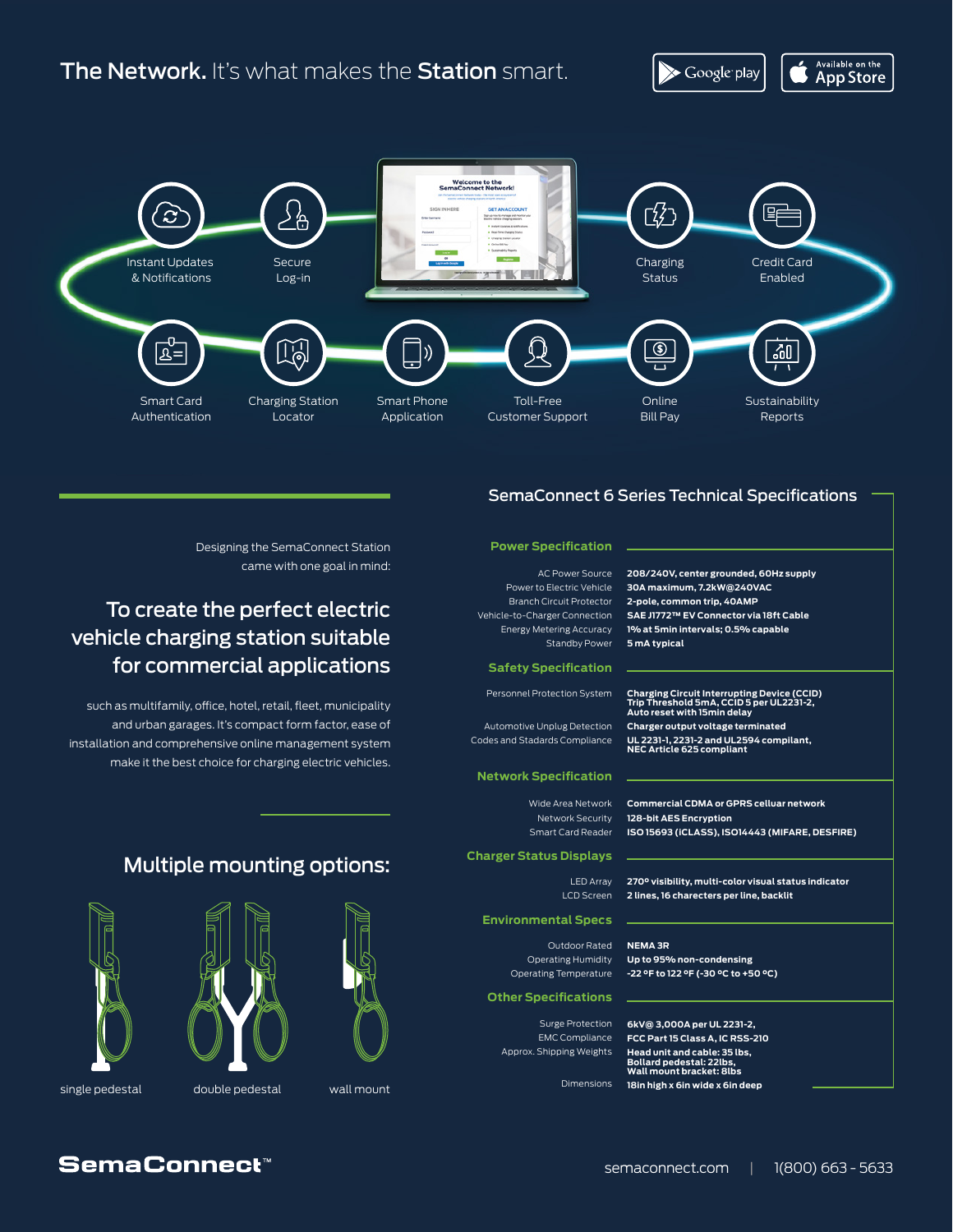# **The Network.** It's what makes the **Station** smart.

Google play | Available on the App Store

- Instant Updates & Notifications
- Secure Log-in
- Charging Status
- Credit Card Enabled
- Smart Card Authentication
- Charging Station Locator
- Smart Phone Application
- Toll-Free Customer Support
- Online Bill Pay
- Sustainability Reports

Designing the SemaConnect Station came with one goal in mind:

## To create the perfect electric vehicle charging station suitable for commercial applications

such as multifamily, office, hotel, retail, fleet, municipality and urban garages. It's compact form factor, ease of installation and comprehensive online management system make it the best choice for charging electric vehicles.

## Multiple mounting options:

single pedestal

double pedestal

wall mount

## SemaConnect 6 Series Technical Specifications

### Power Specification

| | |
|---|---|
| AC Power Source | **208/240V, center grounded, 60Hz supply** |
| Power to Electric Vehicle | **30A maximum, 7.2kW@240VAC** |
| Branch Circuit Protector | **2-pole, common trip, 40AMP** |
| Vehicle-to-Charger Connection | **SAE J1772™ EV Connector via 18ft Cable** |
| Energy Metering Accuracy | **1% at 5min intervals; 0.5% capable** |
| Standby Power | **5 mA typical** |

### Safety Specification

| | |
|---|---|
| Personnel Protection System | **Charging Circuit Interrupting Device (CCID) Trip Threshold 5mA, CCID 5 per UL2231-2, Auto reset with 15min delay** |
| Automotive Unplug Detection | **Charger output voltage terminated** |
| Codes and Standards Compliance | **UL 2231-1, 2231-2 and UL2594 compilant, NEC Article 625 compliant** |

### Network Specification

| | |
|---|---|
| Wide Area Network | **Commercial CDMA or GPRS celluar network** |
| Network Security | **128-bit AES Encryption** |
| Smart Card Reader | **ISO 15693 (iCLASS), ISO14443 (MIFARE, DESFIRE)** |

### Charger Status Displays

| | |
|---|---|
| LED Array | **270° visibility, multi-color visual status indicator** |
| LCD Screen | **2 lines, 16 charecters per line, backlit** |

### Environmental Specs

| | |
|---|---|
| Outdoor Rated | **NEMA 3R** |
| Operating Humidity | **Up to 95% non-condensing** |
| Operating Temperature | **-22 °F to 122 °F (-30 °C to +50 °C)** |

### Other Specifications

| | |
|---|---|
| Surge Protection | **6kV@ 3,000A per UL 2231-2,** |
| EMC Compliance | **FCC Part 15 Class A, IC RSS-210** |
| Approx. Shipping Weights | **Head unit and cable: 35 lbs, Bollard pedestal: 22lbs, Wall mount bracket: 8lbs** |
| Dimensions | **18in high x 6in wide x 6in deep** |

**SemaConnect™**

semaconnect.com | 1(800) 663 - 5633